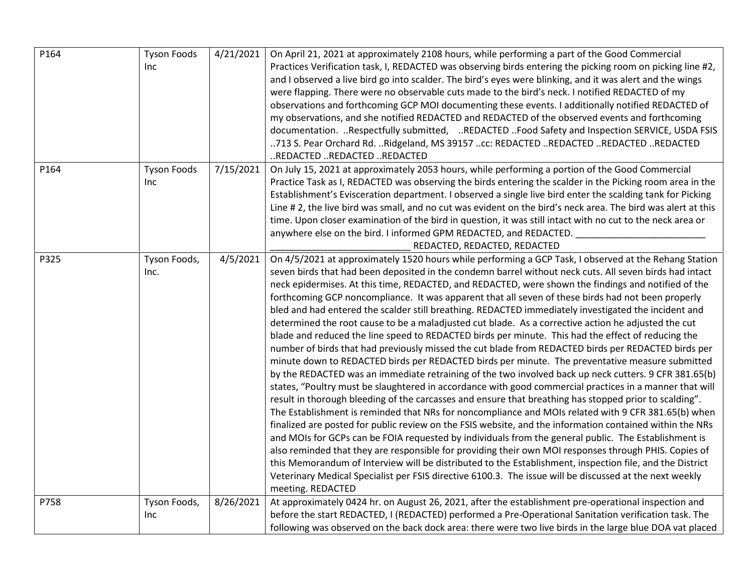| | | | |
|---|---|---|---|
| P164 | Tyson Foods Inc | 4/21/2021 | On April 21, 2021 at approximately 2108 hours, while performing a part of the Good Commercial Practices Verification task, I, REDACTED was observing birds entering the picking room on picking line #2, and I observed a live bird go into scalder. The bird's eyes were blinking, and it was alert and the wings were flapping. There were no observable cuts made to the bird's neck. I notified REDACTED of my observations and forthcoming GCP MOI documenting these events. I additionally notified REDACTED of my observations, and she notified REDACTED and REDACTED of the observed events and forthcoming documentation. ..Respectfully submitted, ..REDACTED ..Food Safety and Inspection SERVICE, USDA FSIS ..713 S. Pear Orchard Rd. ..Ridgeland, MS 39157 ..cc: REDACTED ..REDACTED ..REDACTED ..REDACTED ..REDACTED ..REDACTED ..REDACTED |
| P164 | Tyson Foods Inc | 7/15/2021 | On July 15, 2021 at approximately 2053 hours, while performing a portion of the Good Commercial Practice Task as I, REDACTED was observing the birds entering the scalder in the Picking room area in the Establishment's Evisceration department. I observed a single live bird enter the scalding tank for Picking Line # 2, the live bird was small, and no cut was evident on the bird's neck area. The bird was alert at this time. Upon closer examination of the bird in question, it was still intact with no cut to the neck area or anywhere else on the bird. I informed GPM REDACTED, and REDACTED. _________________________ ___________________________ REDACTED, REDACTED, REDACTED |
| P325 | Tyson Foods, Inc. | 4/5/2021 | On 4/5/2021 at approximately 1520 hours while performing a GCP Task, I observed at the Rehang Station seven birds that had been deposited in the condemn barrel without neck cuts. All seven birds had intact neck epidermises. At this time, REDACTED, and REDACTED, were shown the findings and notified of the forthcoming GCP noncompliance. It was apparent that all seven of these birds had not been properly bled and had entered the scalder still breathing. REDACTED immediately investigated the incident and determined the root cause to be a maladjusted cut blade. As a corrective action he adjusted the cut blade and reduced the line speed to REDACTED birds per minute. This had the effect of reducing the number of birds that had previously missed the cut blade from REDACTED birds per REDACTED birds per minute down to REDACTED birds per REDACTED birds per minute. The preventative measure submitted by the REDACTED was an immediate retraining of the two involved back up neck cutters. 9 CFR 381.65(b) states, "Poultry must be slaughtered in accordance with good commercial practices in a manner that will result in thorough bleeding of the carcasses and ensure that breathing has stopped prior to scalding". The Establishment is reminded that NRs for noncompliance and MOIs related with 9 CFR 381.65(b) when finalized are posted for public review on the FSIS website, and the information contained within the NRs and MOIs for GCPs can be FOIA requested by individuals from the general public. The Establishment is also reminded that they are responsible for providing their own MOI responses through PHIS. Copies of this Memorandum of Interview will be distributed to the Establishment, inspection file, and the District Veterinary Medical Specialist per FSIS directive 6100.3. The issue will be discussed at the next weekly meeting. REDACTED |
| P758 | Tyson Foods, Inc | 8/26/2021 | At approximately 0424 hr. on August 26, 2021, after the establishment pre-operational inspection and before the start REDACTED, I (REDACTED) performed a Pre-Operational Sanitation verification task. The following was observed on the back dock area: there were two live birds in the large blue DOA vat placed |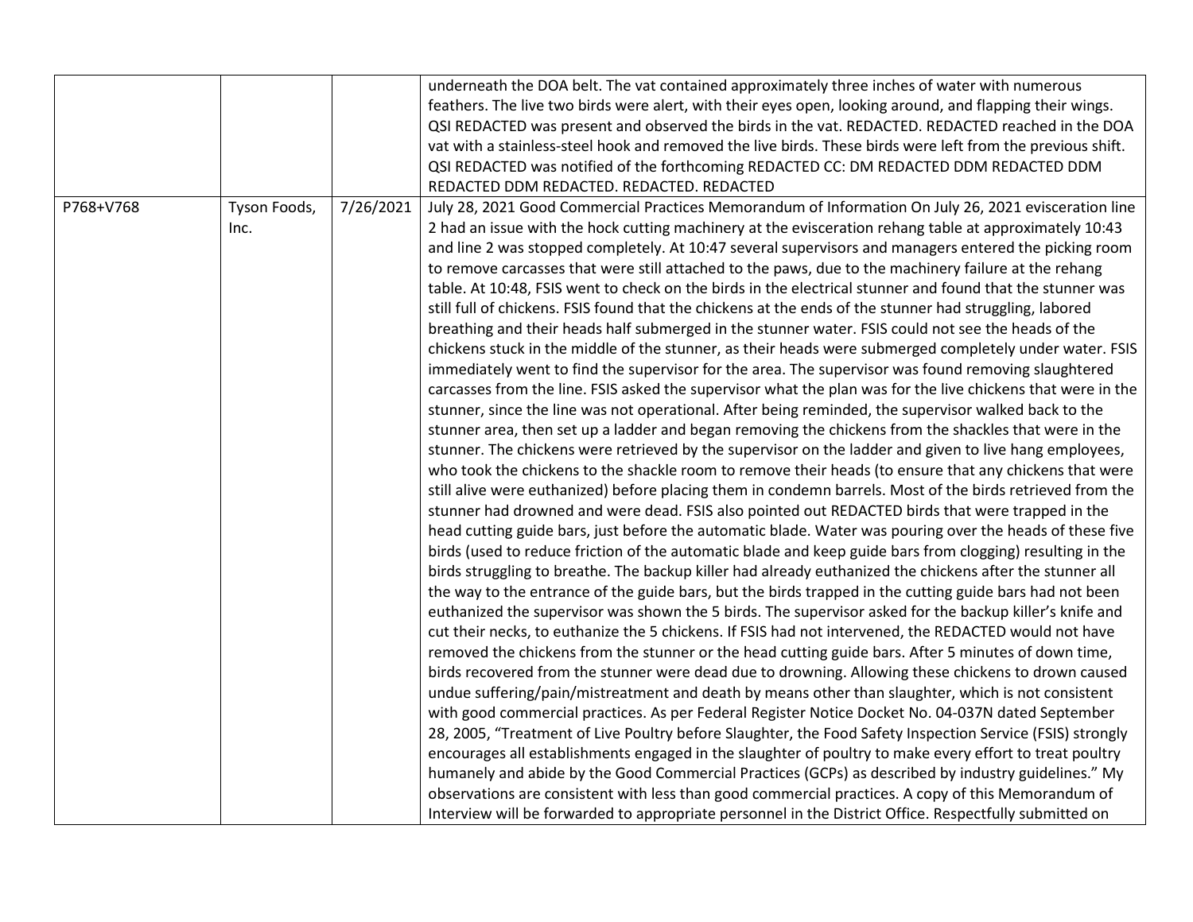|  |  |  |  |
|---|---|---|---|
|  |  |  | underneath the DOA belt. The vat contained approximately three inches of water with numerous feathers. The live two birds were alert, with their eyes open, looking around, and flapping their wings. QSI REDACTED was present and observed the birds in the vat. REDACTED. REDACTED reached in the DOA vat with a stainless-steel hook and removed the live birds. These birds were left from the previous shift. QSI REDACTED was notified of the forthcoming REDACTED CC: DM REDACTED DDM REDACTED DDM REDACTED DDM REDACTED. REDACTED. REDACTED |
| P768+V768 | Tyson Foods, Inc. | 7/26/2021 | July 28, 2021 Good Commercial Practices Memorandum of Information On July 26, 2021 evisceration line 2 had an issue with the hock cutting machinery at the evisceration rehang table at approximately 10:43 and line 2 was stopped completely. At 10:47 several supervisors and managers entered the picking room to remove carcasses that were still attached to the paws, due to the machinery failure at the rehang table. At 10:48, FSIS went to check on the birds in the electrical stunner and found that the stunner was still full of chickens. FSIS found that the chickens at the ends of the stunner had struggling, labored breathing and their heads half submerged in the stunner water. FSIS could not see the heads of the chickens stuck in the middle of the stunner, as their heads were submerged completely under water. FSIS immediately went to find the supervisor for the area. The supervisor was found removing slaughtered carcasses from the line. FSIS asked the supervisor what the plan was for the live chickens that were in the stunner, since the line was not operational. After being reminded, the supervisor walked back to the stunner area, then set up a ladder and began removing the chickens from the shackles that were in the stunner. The chickens were retrieved by the supervisor on the ladder and given to live hang employees, who took the chickens to the shackle room to remove their heads (to ensure that any chickens that were still alive were euthanized) before placing them in condemn barrels. Most of the birds retrieved from the stunner had drowned and were dead. FSIS also pointed out REDACTED birds that were trapped in the head cutting guide bars, just before the automatic blade. Water was pouring over the heads of these five birds (used to reduce friction of the automatic blade and keep guide bars from clogging) resulting in the birds struggling to breathe. The backup killer had already euthanized the chickens after the stunner all the way to the entrance of the guide bars, but the birds trapped in the cutting guide bars had not been euthanized the supervisor was shown the 5 birds. The supervisor asked for the backup killer's knife and cut their necks, to euthanize the 5 chickens. If FSIS had not intervened, the REDACTED would not have removed the chickens from the stunner or the head cutting guide bars. After 5 minutes of down time, birds recovered from the stunner were dead due to drowning. Allowing these chickens to drown caused undue suffering/pain/mistreatment and death by means other than slaughter, which is not consistent with good commercial practices. As per Federal Register Notice Docket No. 04-037N dated September 28, 2005, "Treatment of Live Poultry before Slaughter, the Food Safety Inspection Service (FSIS) strongly encourages all establishments engaged in the slaughter of poultry to make every effort to treat poultry humanely and abide by the Good Commercial Practices (GCPs) as described by industry guidelines." My observations are consistent with less than good commercial practices. A copy of this Memorandum of Interview will be forwarded to appropriate personnel in the District Office. Respectfully submitted on |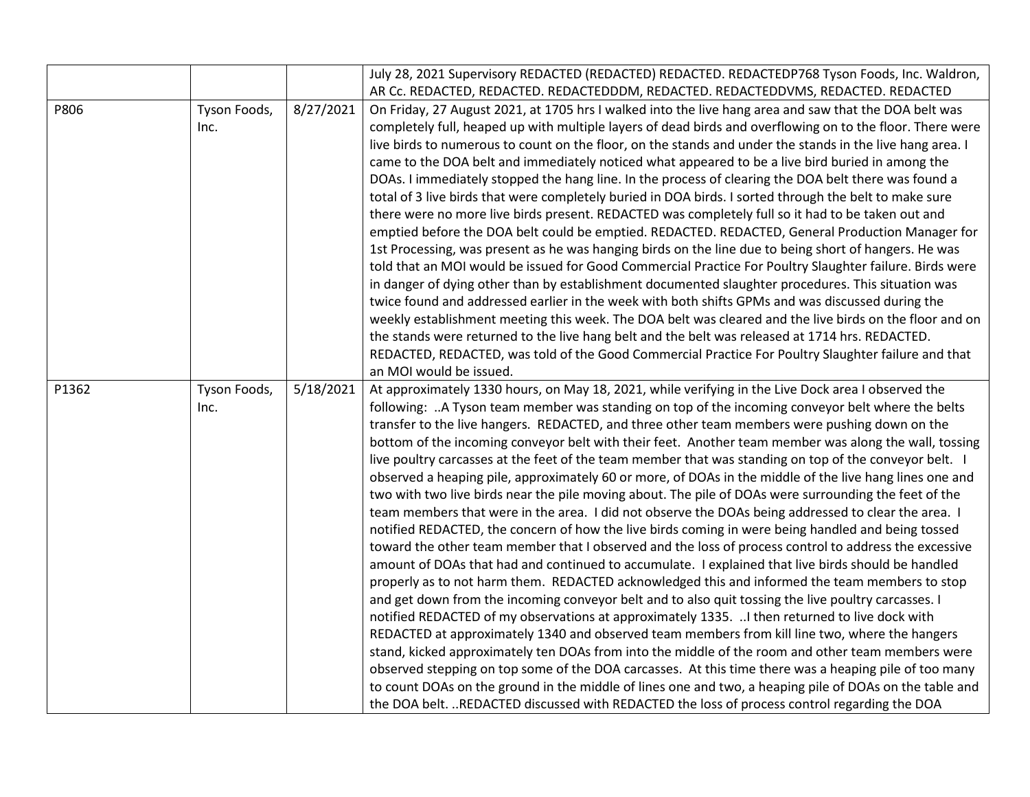| | | | |
|---|---|---|---|
| | | | July 28, 2021 Supervisory REDACTED (REDACTED) REDACTED. REDACTEDP768 Tyson Foods, Inc. Waldron, AR Cc. REDACTED, REDACTED. REDACTEDDDM, REDACTED. REDACTEDDVMS, REDACTED. REDACTED |
| P806 | Tyson Foods, Inc. | 8/27/2021 | On Friday, 27 August 2021, at 1705 hrs I walked into the live hang area and saw that the DOA belt was completely full, heaped up with multiple layers of dead birds and overflowing on to the floor. There were live birds to numerous to count on the floor, on the stands and under the stands in the live hang area. I came to the DOA belt and immediately noticed what appeared to be a live bird buried in among the DOAs. I immediately stopped the hang line. In the process of clearing the DOA belt there was found a total of 3 live birds that were completely buried in DOA birds. I sorted through the belt to make sure there were no more live birds present. REDACTED was completely full so it had to be taken out and emptied before the DOA belt could be emptied. REDACTED. REDACTED, General Production Manager for 1st Processing, was present as he was hanging birds on the line due to being short of hangers. He was told that an MOI would be issued for Good Commercial Practice For Poultry Slaughter failure. Birds were in danger of dying other than by establishment documented slaughter procedures. This situation was twice found and addressed earlier in the week with both shifts GPMs and was discussed during the weekly establishment meeting this week. The DOA belt was cleared and the live birds on the floor and on the stands were returned to the live hang belt and the belt was released at 1714 hrs. REDACTED. REDACTED, REDACTED, was told of the Good Commercial Practice For Poultry Slaughter failure and that an MOI would be issued. |
| P1362 | Tyson Foods, Inc. | 5/18/2021 | At approximately 1330 hours, on May 18, 2021, while verifying in the Live Dock area I observed the following: ..A Tyson team member was standing on top of the incoming conveyor belt where the belts transfer to the live hangers. REDACTED, and three other team members were pushing down on the bottom of the incoming conveyor belt with their feet. Another team member was along the wall, tossing live poultry carcasses at the feet of the team member that was standing on top of the conveyor belt. I observed a heaping pile, approximately 60 or more, of DOAs in the middle of the live hang lines one and two with two live birds near the pile moving about. The pile of DOAs were surrounding the feet of the team members that were in the area. I did not observe the DOAs being addressed to clear the area. I notified REDACTED, the concern of how the live birds coming in were being handled and being tossed toward the other team member that I observed and the loss of process control to address the excessive amount of DOAs that had and continued to accumulate. I explained that live birds should be handled properly as to not harm them. REDACTED acknowledged this and informed the team members to stop and get down from the incoming conveyor belt and to also quit tossing the live poultry carcasses. I notified REDACTED of my observations at approximately 1335. ..I then returned to live dock with REDACTED at approximately 1340 and observed team members from kill line two, where the hangers stand, kicked approximately ten DOAs from into the middle of the room and other team members were observed stepping on top some of the DOA carcasses. At this time there was a heaping pile of too many to count DOAs on the ground in the middle of lines one and two, a heaping pile of DOAs on the table and the DOA belt. ..REDACTED discussed with REDACTED the loss of process control regarding the DOA |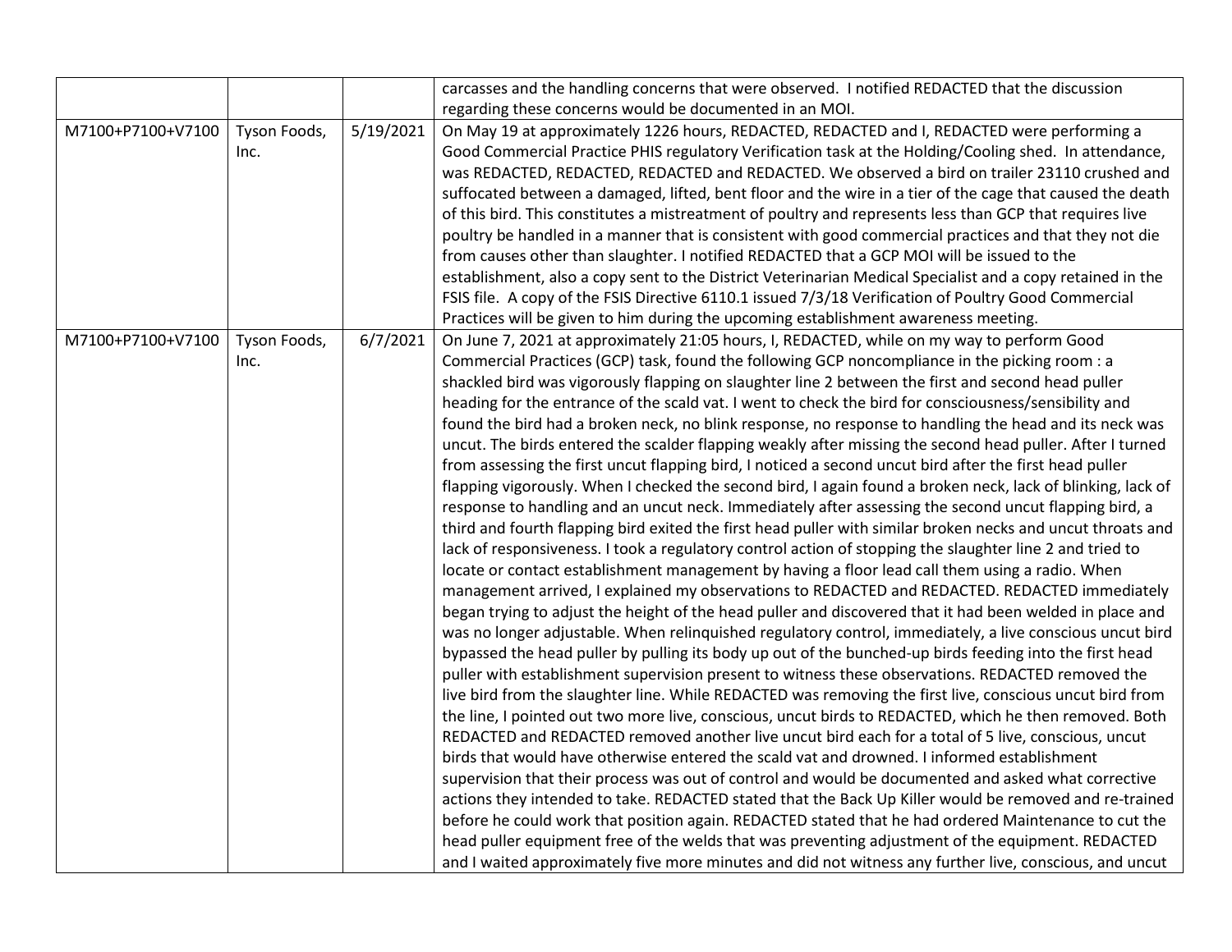| | | | |
|---|---|---|---|
| | | | carcasses and the handling concerns that were observed. I notified REDACTED that the discussion regarding these concerns would be documented in an MOI. |
| M7100+P7100+V7100 | Tyson Foods, Inc. | 5/19/2021 | On May 19 at approximately 1226 hours, REDACTED, REDACTED and I, REDACTED were performing a Good Commercial Practice PHIS regulatory Verification task at the Holding/Cooling shed. In attendance, was REDACTED, REDACTED, REDACTED and REDACTED. We observed a bird on trailer 23110 crushed and suffocated between a damaged, lifted, bent floor and the wire in a tier of the cage that caused the death of this bird. This constitutes a mistreatment of poultry and represents less than GCP that requires live poultry be handled in a manner that is consistent with good commercial practices and that they not die from causes other than slaughter. I notified REDACTED that a GCP MOI will be issued to the establishment, also a copy sent to the District Veterinarian Medical Specialist and a copy retained in the FSIS file. A copy of the FSIS Directive 6110.1 issued 7/3/18 Verification of Poultry Good Commercial Practices will be given to him during the upcoming establishment awareness meeting. |
| M7100+P7100+V7100 | Tyson Foods, Inc. | 6/7/2021 | On June 7, 2021 at approximately 21:05 hours, I, REDACTED, while on my way to perform Good Commercial Practices (GCP) task, found the following GCP noncompliance in the picking room : a shackled bird was vigorously flapping on slaughter line 2 between the first and second head puller heading for the entrance of the scald vat. I went to check the bird for consciousness/sensibility and found the bird had a broken neck, no blink response, no response to handling the head and its neck was uncut. The birds entered the scalder flapping weakly after missing the second head puller. After I turned from assessing the first uncut flapping bird, I noticed a second uncut bird after the first head puller flapping vigorously. When I checked the second bird, I again found a broken neck, lack of blinking, lack of response to handling and an uncut neck. Immediately after assessing the second uncut flapping bird, a third and fourth flapping bird exited the first head puller with similar broken necks and uncut throats and lack of responsiveness. I took a regulatory control action of stopping the slaughter line 2 and tried to locate or contact establishment management by having a floor lead call them using a radio. When management arrived, I explained my observations to REDACTED and REDACTED. REDACTED immediately began trying to adjust the height of the head puller and discovered that it had been welded in place and was no longer adjustable. When relinquished regulatory control, immediately, a live conscious uncut bird bypassed the head puller by pulling its body up out of the bunched-up birds feeding into the first head puller with establishment supervision present to witness these observations. REDACTED removed the live bird from the slaughter line. While REDACTED was removing the first live, conscious uncut bird from the line, I pointed out two more live, conscious, uncut birds to REDACTED, which he then removed. Both REDACTED and REDACTED removed another live uncut bird each for a total of 5 live, conscious, uncut birds that would have otherwise entered the scald vat and drowned. I informed establishment supervision that their process was out of control and would be documented and asked what corrective actions they intended to take. REDACTED stated that the Back Up Killer would be removed and re-trained before he could work that position again. REDACTED stated that he had ordered Maintenance to cut the head puller equipment free of the welds that was preventing adjustment of the equipment. REDACTED and I waited approximately five more minutes and did not witness any further live, conscious, and uncut |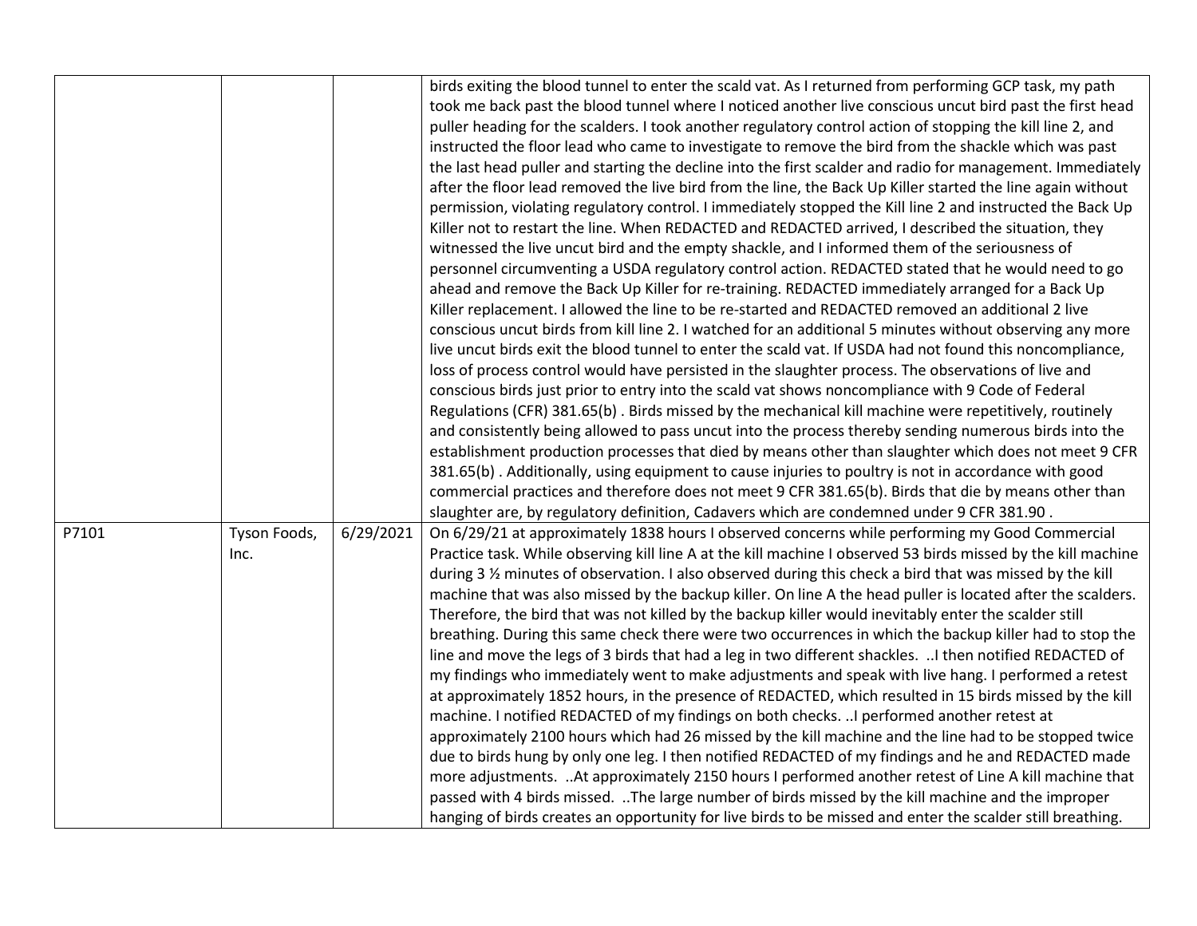| | | | |
|---|---|---|---|
| | | | birds exiting the blood tunnel to enter the scald vat. As I returned from performing GCP task, my path took me back past the blood tunnel where I noticed another live conscious uncut bird past the first head puller heading for the scalders. I took another regulatory control action of stopping the kill line 2, and instructed the floor lead who came to investigate to remove the bird from the shackle which was past the last head puller and starting the decline into the first scalder and radio for management. Immediately after the floor lead removed the live bird from the line, the Back Up Killer started the line again without permission, violating regulatory control. I immediately stopped the Kill line 2 and instructed the Back Up Killer not to restart the line. When REDACTED and REDACTED arrived, I described the situation, they witnessed the live uncut bird and the empty shackle, and I informed them of the seriousness of personnel circumventing a USDA regulatory control action. REDACTED stated that he would need to go ahead and remove the Back Up Killer for re-training. REDACTED immediately arranged for a Back Up Killer replacement. I allowed the line to be re-started and REDACTED removed an additional 2 live conscious uncut birds from kill line 2. I watched for an additional 5 minutes without observing any more live uncut birds exit the blood tunnel to enter the scald vat. If USDA had not found this noncompliance, loss of process control would have persisted in the slaughter process. The observations of live and conscious birds just prior to entry into the scald vat shows noncompliance with 9 Code of Federal Regulations (CFR) 381.65(b) . Birds missed by the mechanical kill machine were repetitively, routinely and consistently being allowed to pass uncut into the process thereby sending numerous birds into the establishment production processes that died by means other than slaughter which does not meet 9 CFR 381.65(b) . Additionally, using equipment to cause injuries to poultry is not in accordance with good commercial practices and therefore does not meet 9 CFR 381.65(b). Birds that die by means other than slaughter are, by regulatory definition, Cadavers which are condemned under 9 CFR 381.90 . |
| P7101 | Tyson Foods, Inc. | 6/29/2021 | On 6/29/21 at approximately 1838 hours I observed concerns while performing my Good Commercial Practice task. While observing kill line A at the kill machine I observed 53 birds missed by the kill machine during 3 ½ minutes of observation. I also observed during this check a bird that was missed by the kill machine that was also missed by the backup killer. On line A the head puller is located after the scalders. Therefore, the bird that was not killed by the backup killer would inevitably enter the scalder still breathing. During this same check there were two occurrences in which the backup killer had to stop the line and move the legs of 3 birds that had a leg in two different shackles. ..I then notified REDACTED of my findings who immediately went to make adjustments and speak with live hang. I performed a retest at approximately 1852 hours, in the presence of REDACTED, which resulted in 15 birds missed by the kill machine. I notified REDACTED of my findings on both checks. ..I performed another retest at approximately 2100 hours which had 26 missed by the kill machine and the line had to be stopped twice due to birds hung by only one leg. I then notified REDACTED of my findings and he and REDACTED made more adjustments. ..At approximately 2150 hours I performed another retest of Line A kill machine that passed with 4 birds missed. ..The large number of birds missed by the kill machine and the improper hanging of birds creates an opportunity for live birds to be missed and enter the scalder still breathing. |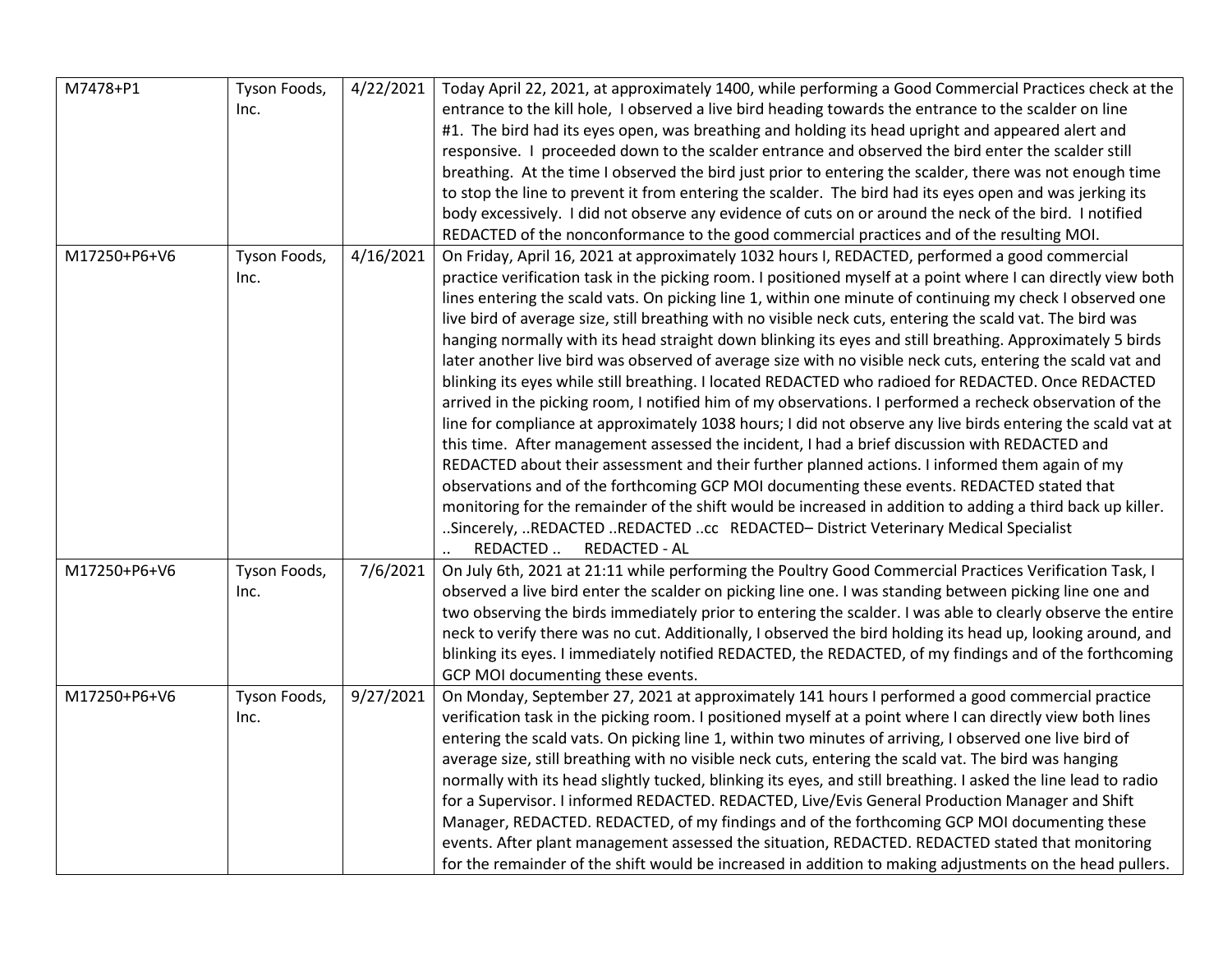| | | | |
|---|---|---|---|
| M7478+P1 | Tyson Foods, Inc. | 4/22/2021 | Today April 22, 2021, at approximately 1400, while performing a Good Commercial Practices check at the entrance to the kill hole, I observed a live bird heading towards the entrance to the scalder on line #1. The bird had its eyes open, was breathing and holding its head upright and appeared alert and responsive. I proceeded down to the scalder entrance and observed the bird enter the scalder still breathing. At the time I observed the bird just prior to entering the scalder, there was not enough time to stop the line to prevent it from entering the scalder. The bird had its eyes open and was jerking its body excessively. I did not observe any evidence of cuts on or around the neck of the bird. I notified REDACTED of the nonconformance to the good commercial practices and of the resulting MOI. |
| M17250+P6+V6 | Tyson Foods, Inc. | 4/16/2021 | On Friday, April 16, 2021 at approximately 1032 hours I, REDACTED, performed a good commercial practice verification task in the picking room. I positioned myself at a point where I can directly view both lines entering the scald vats. On picking line 1, within one minute of continuing my check I observed one live bird of average size, still breathing with no visible neck cuts, entering the scald vat. The bird was hanging normally with its head straight down blinking its eyes and still breathing. Approximately 5 birds later another live bird was observed of average size with no visible neck cuts, entering the scald vat and blinking its eyes while still breathing. I located REDACTED who radioed for REDACTED. Once REDACTED arrived in the picking room, I notified him of my observations. I performed a recheck observation of the line for compliance at approximately 1038 hours; I did not observe any live birds entering the scald vat at this time. After management assessed the incident, I had a brief discussion with REDACTED and REDACTED about their assessment and their further planned actions. I informed them again of my observations and of the forthcoming GCP MOI documenting these events. REDACTED stated that monitoring for the remainder of the shift would be increased in addition to adding a third back up killer. ..Sincerely, ..REDACTED ..REDACTED ..cc REDACTED– District Veterinary Medical Specialist .. REDACTED .. REDACTED - AL |
| M17250+P6+V6 | Tyson Foods, Inc. | 7/6/2021 | On July 6th, 2021 at 21:11 while performing the Poultry Good Commercial Practices Verification Task, I observed a live bird enter the scalder on picking line one. I was standing between picking line one and two observing the birds immediately prior to entering the scalder. I was able to clearly observe the entire neck to verify there was no cut. Additionally, I observed the bird holding its head up, looking around, and blinking its eyes. I immediately notified REDACTED, the REDACTED, of my findings and of the forthcoming GCP MOI documenting these events. |
| M17250+P6+V6 | Tyson Foods, Inc. | 9/27/2021 | On Monday, September 27, 2021 at approximately 141 hours I performed a good commercial practice verification task in the picking room. I positioned myself at a point where I can directly view both lines entering the scald vats. On picking line 1, within two minutes of arriving, I observed one live bird of average size, still breathing with no visible neck cuts, entering the scald vat. The bird was hanging normally with its head slightly tucked, blinking its eyes, and still breathing. I asked the line lead to radio for a Supervisor. I informed REDACTED. REDACTED, Live/Evis General Production Manager and Shift Manager, REDACTED. REDACTED, of my findings and of the forthcoming GCP MOI documenting these events. After plant management assessed the situation, REDACTED. REDACTED stated that monitoring for the remainder of the shift would be increased in addition to making adjustments on the head pullers. |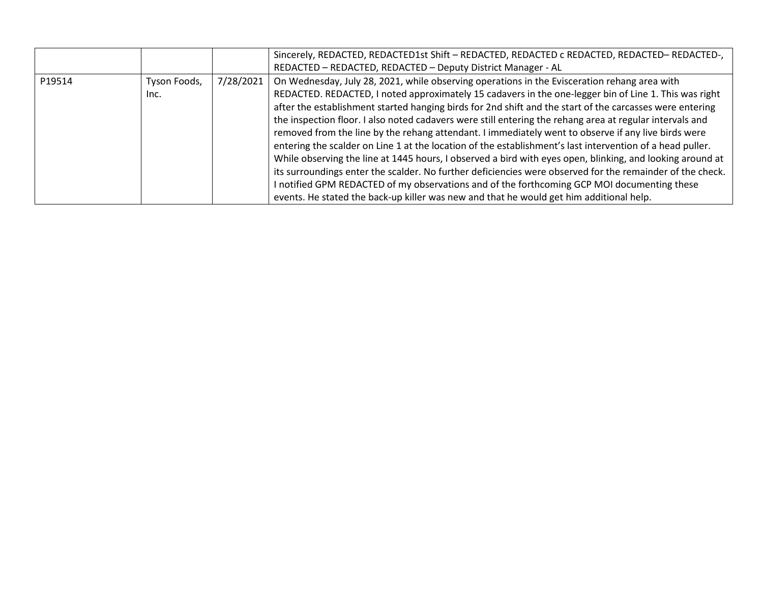| | | | |
|---|---|---|---|
| | | | Sincerely, REDACTED, REDACTED1st Shift – REDACTED, REDACTED c REDACTED, REDACTED– REDACTED-, REDACTED – REDACTED, REDACTED – Deputy District Manager - AL |
| P19514 | Tyson Foods, Inc. | 7/28/2021 | On Wednesday, July 28, 2021, while observing operations in the Evisceration rehang area with REDACTED. REDACTED, I noted approximately 15 cadavers in the one-legger bin of Line 1. This was right after the establishment started hanging birds for 2nd shift and the start of the carcasses were entering the inspection floor. I also noted cadavers were still entering the rehang area at regular intervals and removed from the line by the rehang attendant. I immediately went to observe if any live birds were entering the scalder on Line 1 at the location of the establishment's last intervention of a head puller. While observing the line at 1445 hours, I observed a bird with eyes open, blinking, and looking around at its surroundings enter the scalder. No further deficiencies were observed for the remainder of the check. I notified GPM REDACTED of my observations and of the forthcoming GCP MOI documenting these events. He stated the back-up killer was new and that he would get him additional help. |